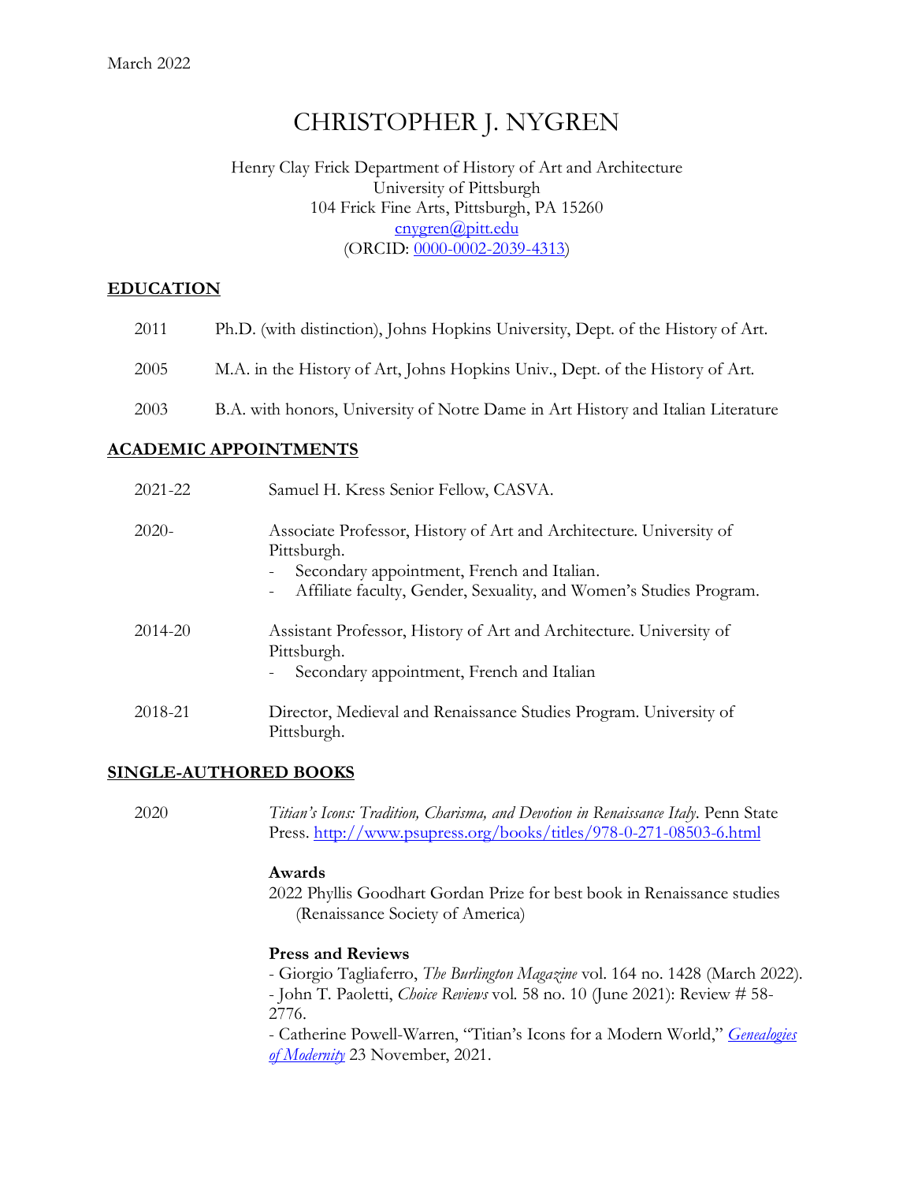March 2022

# CHRISTOPHER J. NYGREN

Henry Clay Frick Department of History of Art and Architecture
University of Pittsburgh
104 Frick Fine Arts, Pittsburgh, PA 15260
[cnygren@pitt.edu](mailto:cnygren@pitt.edu)
(ORCID: [0000-0002-2039-4313](https://orcid.org/0000-0002-2039-4313))

## EDUCATION

2011 Ph.D. (with distinction), Johns Hopkins University, Dept. of the History of Art.

2005 M.A. in the History of Art, Johns Hopkins Univ., Dept. of the History of Art.

2003 B.A. with honors, University of Notre Dame in Art History and Italian Literature

## ACADEMIC APPOINTMENTS

2021-22 Samuel H. Kress Senior Fellow, CASVA.

2020- Associate Professor, History of Art and Architecture. University of Pittsburgh.
- Secondary appointment, French and Italian.
- Affiliate faculty, Gender, Sexuality, and Women's Studies Program.

2014-20 Assistant Professor, History of Art and Architecture. University of Pittsburgh.
- Secondary appointment, French and Italian

2018-21 Director, Medieval and Renaissance Studies Program. University of Pittsburgh.

## SINGLE-AUTHORED BOOKS

2020 *Titian's Icons: Tradition, Charisma, and Devotion in Renaissance Italy*. Penn State Press. http://www.psupress.org/books/titles/978-0-271-08503-6.html

**Awards**

2022 Phyllis Goodhart Gordan Prize for best book in Renaissance studies (Renaissance Society of America)

**Press and Reviews**

- Giorgio Tagliaferro, *The Burlington Magazine* vol. 164 no. 1428 (March 2022).
- John T. Paoletti, *Choice Reviews* vol. 58 no. 10 (June 2021): Review # 58-2776.
- Catherine Powell-Warren, "Titian's Icons for a Modern World," *Genealogies of Modernity* 23 November, 2021.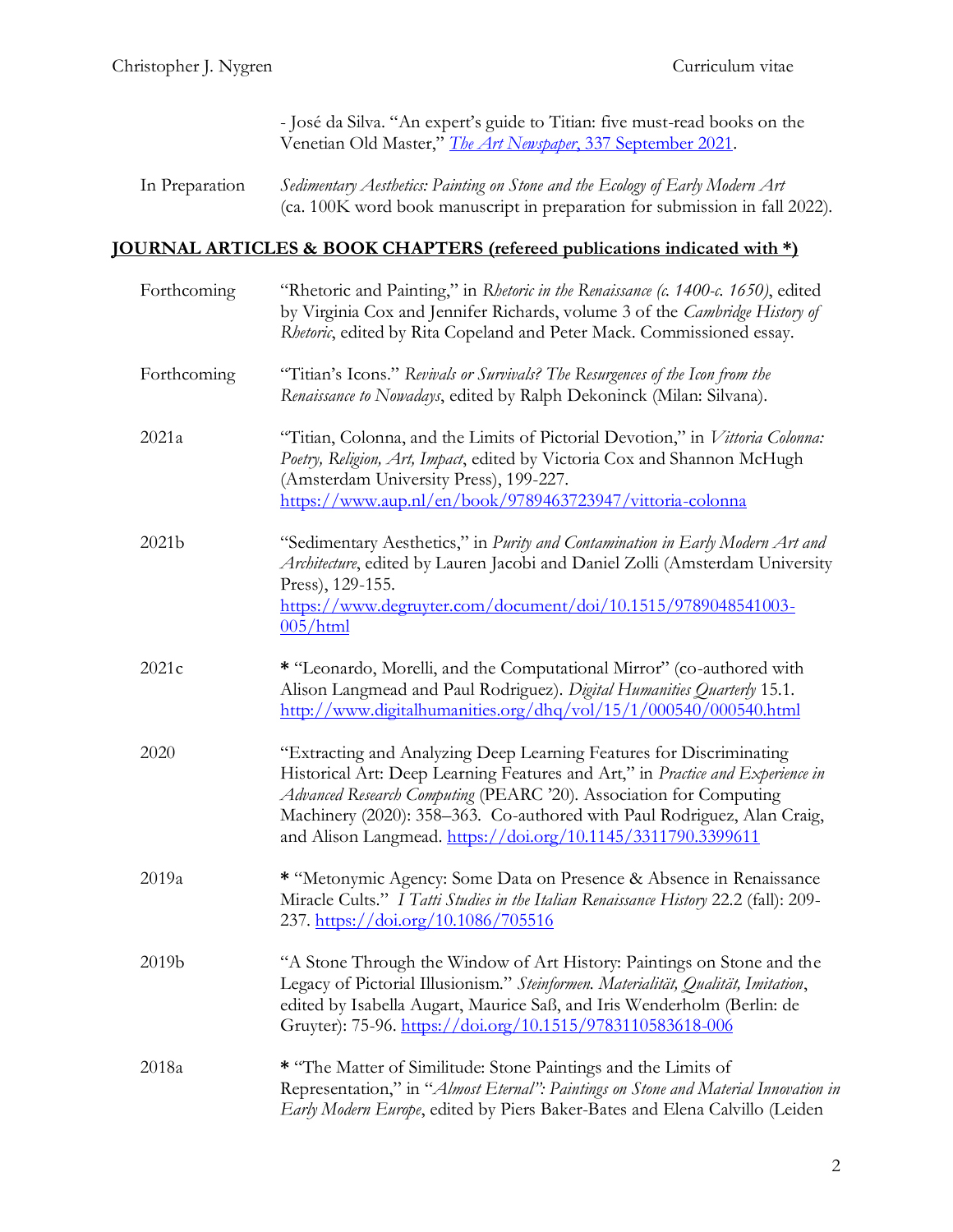- José da Silva. "An expert's guide to Titian: five must-read books on the Venetian Old Master," *The Art Newspaper*, 337 September 2021.

In Preparation — *Sedimentary Aesthetics: Painting on Stone and the Ecology of Early Modern Art* (ca. 100K word book manuscript in preparation for submission in fall 2022).

## JOURNAL ARTICLES & BOOK CHAPTERS (refereed publications indicated with *)

Forthcoming — "Rhetoric and Painting," in *Rhetoric in the Renaissance (c. 1400-c. 1650)*, edited by Virginia Cox and Jennifer Richards, volume 3 of the *Cambridge History of Rhetoric*, edited by Rita Copeland and Peter Mack. Commissioned essay.

Forthcoming — "Titian's Icons." *Revivals or Survivals? The Resurgences of the Icon from the Renaissance to Nowadays*, edited by Ralph Dekoninck (Milan: Silvana).

2021a — "Titian, Colonna, and the Limits of Pictorial Devotion," in *Vittoria Colonna: Poetry, Religion, Art, Impact*, edited by Victoria Cox and Shannon McHugh (Amsterdam University Press), 199-227. https://www.aup.nl/en/book/9789463723947/vittoria-colonna

2021b — "Sedimentary Aesthetics," in *Purity and Contamination in Early Modern Art and Architecture*, edited by Lauren Jacobi and Daniel Zolli (Amsterdam University Press), 129-155. https://www.degruyter.com/document/doi/10.1515/9789048541003-005/html

2021c — * "Leonardo, Morelli, and the Computational Mirror" (co-authored with Alison Langmead and Paul Rodriguez). *Digital Humanities Quarterly* 15.1. http://www.digitalhumanities.org/dhq/vol/15/1/000540/000540.html

2020 — "Extracting and Analyzing Deep Learning Features for Discriminating Historical Art: Deep Learning Features and Art," in *Practice and Experience in Advanced Research Computing* (PEARC '20). Association for Computing Machinery (2020): 358–363. Co-authored with Paul Rodriguez, Alan Craig, and Alison Langmead. https://doi.org/10.1145/3311790.3399611

2019a — * "Metonymic Agency: Some Data on Presence & Absence in Renaissance Miracle Cults." *I Tatti Studies in the Italian Renaissance History* 22.2 (fall): 209-237. https://doi.org/10.1086/705516

2019b — "A Stone Through the Window of Art History: Paintings on Stone and the Legacy of Pictorial Illusionism." *Steinformen. Materialität, Qualität, Imitation*, edited by Isabella Augart, Maurice Saß, and Iris Wenderholm (Berlin: de Gruyter): 75-96. https://doi.org/10.1515/9783110583618-006

2018a — * "The Matter of Similitude: Stone Paintings and the Limits of Representation," in "*Almost Eternal*": *Paintings on Stone and Material Innovation in Early Modern Europe*, edited by Piers Baker-Bates and Elena Calvillo (Leiden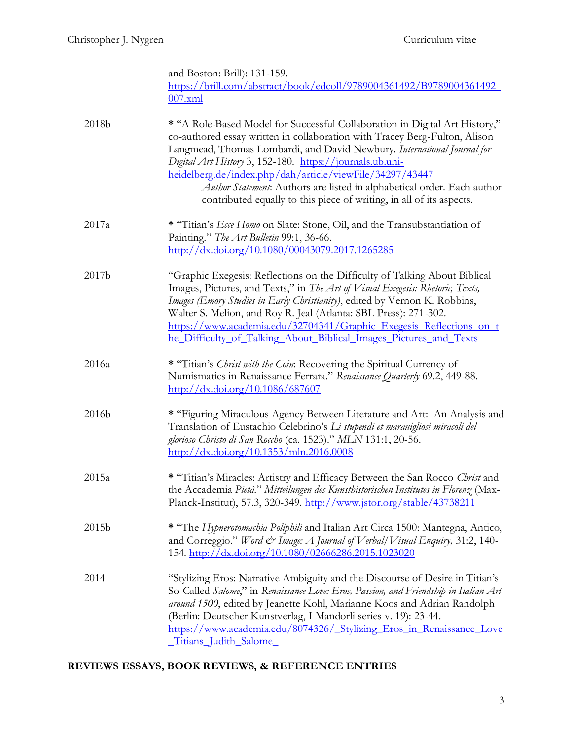and Boston: Brill): 131-159. https://brill.com/abstract/book/edcoll/9789004361492/B9789004361492_007.xml

2018b

* "A Role-Based Model for Successful Collaboration in Digital Art History," co-authored essay written in collaboration with Tracey Berg-Fulton, Alison Langmead, Thomas Lombardi, and David Newbury. *International Journal for Digital Art History* 3, 152-180. https://journals.ub.uni-heidelberg.de/index.php/dah/article/viewFile/34297/43447

*Author Statement*: Authors are listed in alphabetical order. Each author contributed equally to this piece of writing, in all of its aspects.

2017a

* "Titian's *Ecce Homo* on Slate: Stone, Oil, and the Transubstantiation of Painting." *The Art Bulletin* 99:1, 36-66. http://dx.doi.org/10.1080/00043079.2017.1265285

2017b

"Graphic Exegesis: Reflections on the Difficulty of Talking About Biblical Images, Pictures, and Texts," in *The Art of Visual Exegesis: Rhetoric, Texts, Images (Emory Studies in Early Christianity)*, edited by Vernon K. Robbins, Walter S. Melion, and Roy R. Jeal (Atlanta: SBL Press): 271-302. https://www.academia.edu/32704341/Graphic_Exegesis_Reflections_on_the_Difficulty_of_Talking_About_Biblical_Images_Pictures_and_Texts

2016a

* "Titian's *Christ with the Coin*: Recovering the Spiritual Currency of Numismatics in Renaissance Ferrara." *Renaissance Quarterly* 69.2, 449-88. http://dx.doi.org/10.1086/687607

2016b

* "Figuring Miraculous Agency Between Literature and Art: An Analysis and Translation of Eustachio Celebrino's *Li stupendi et marauigliosi miracoli del glorioso Christo di San Roccho* (ca. 1523)." *MLN* 131:1, 20-56. http://dx.doi.org/10.1353/mln.2016.0008

2015a

* "Titian's Miracles: Artistry and Efficacy Between the San Rocco *Christ* and the Accademia *Pietà*." *Mitteilungen des Kunsthistorischen Institutes in Florenz* (Max-Planck-Institut), 57.3, 320-349. http://www.jstor.org/stable/43738211

2015b

* "The *Hypnerotomachia Poliphili* and Italian Art Circa 1500: Mantegna, Antico, and Correggio." *Word & Image: A Journal of Verbal/Visual Enquiry,* 31:2, 140-154. http://dx.doi.org/10.1080/02666286.2015.1023020

2014

"Stylizing Eros: Narrative Ambiguity and the Discourse of Desire in Titian's So-Called *Salome*," in *Renaissance Love: Eros, Passion, and Friendship in Italian Art around 1500*, edited by Jeanette Kohl, Marianne Koos and Adrian Randolph (Berlin: Deutscher Kunstverlag, I Mandorli series v. 19): 23-44. https://www.academia.edu/8074326/_Stylizing_Eros_in_Renaissance_Love_Titians_Judith_Salome_

## REVIEWS ESSAYS, BOOK REVIEWS, & REFERENCE ENTRIES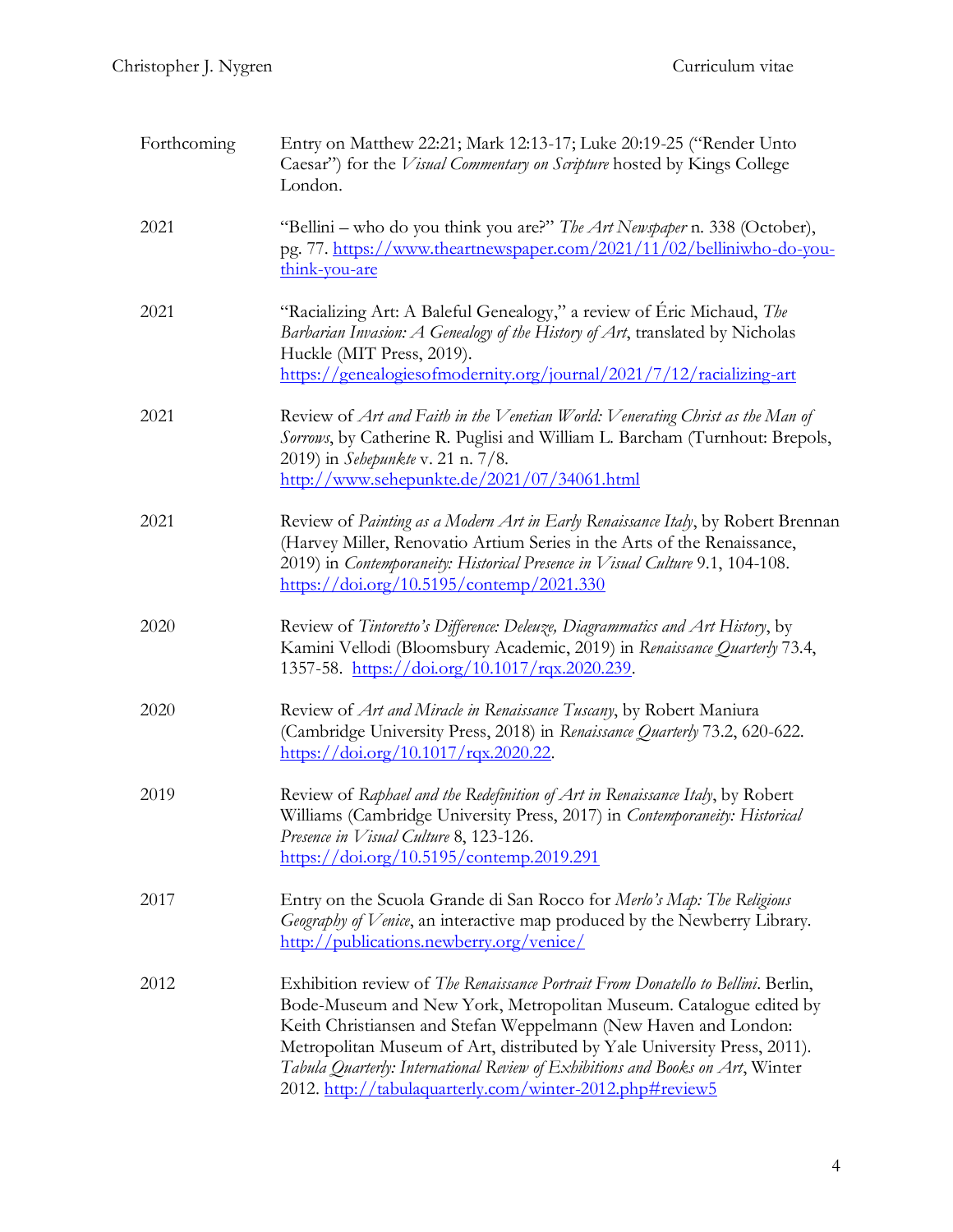Forthcoming Entry on Matthew 22:21; Mark 12:13-17; Luke 20:19-25 ("Render Unto Caesar") for the *Visual Commentary on Scripture* hosted by Kings College London.

2021 "Bellini – who do you think you are?" *The Art Newspaper* n. 338 (October), pg. 77. https://www.theartnewspaper.com/2021/11/02/belliniwho-do-you-think-you-are

2021 "Racializing Art: A Baleful Genealogy," a review of Éric Michaud, *The Barbarian Invasion: A Genealogy of the History of Art*, translated by Nicholas Huckle (MIT Press, 2019). https://genealogiesofmodernity.org/journal/2021/7/12/racializing-art

2021 Review of *Art and Faith in the Venetian World: Venerating Christ as the Man of Sorrows*, by Catherine R. Puglisi and William L. Barcham (Turnhout: Brepols, 2019) in *Sehepunkte* v. 21 n. 7/8. http://www.sehepunkte.de/2021/07/34061.html

2021 Review of *Painting as a Modern Art in Early Renaissance Italy*, by Robert Brennan (Harvey Miller, Renovatio Artium Series in the Arts of the Renaissance, 2019) in *Contemporaneity: Historical Presence in Visual Culture* 9.1, 104-108. https://doi.org/10.5195/contemp/2021.330

2020 Review of *Tintoretto's Difference: Deleuze, Diagrammatics and Art History*, by Kamini Vellodi (Bloomsbury Academic, 2019) in *Renaissance Quarterly* 73.4, 1357-58. https://doi.org/10.1017/rqx.2020.239.

2020 Review of *Art and Miracle in Renaissance Tuscany*, by Robert Maniura (Cambridge University Press, 2018) in *Renaissance Quarterly* 73.2, 620-622. https://doi.org/10.1017/rqx.2020.22.

2019 Review of *Raphael and the Redefinition of Art in Renaissance Italy*, by Robert Williams (Cambridge University Press, 2017) in *Contemporaneity: Historical Presence in Visual Culture* 8, 123-126. https://doi.org/10.5195/contemp.2019.291

2017 Entry on the Scuola Grande di San Rocco for *Merlo's Map: The Religious Geography of Venice*, an interactive map produced by the Newberry Library. http://publications.newberry.org/venice/

2012 Exhibition review of *The Renaissance Portrait From Donatello to Bellini*. Berlin, Bode-Museum and New York, Metropolitan Museum. Catalogue edited by Keith Christiansen and Stefan Weppelmann (New Haven and London: Metropolitan Museum of Art, distributed by Yale University Press, 2011). *Tabula Quarterly: International Review of Exhibitions and Books on Art*, Winter 2012. http://tabulaquarterly.com/winter-2012.php#review5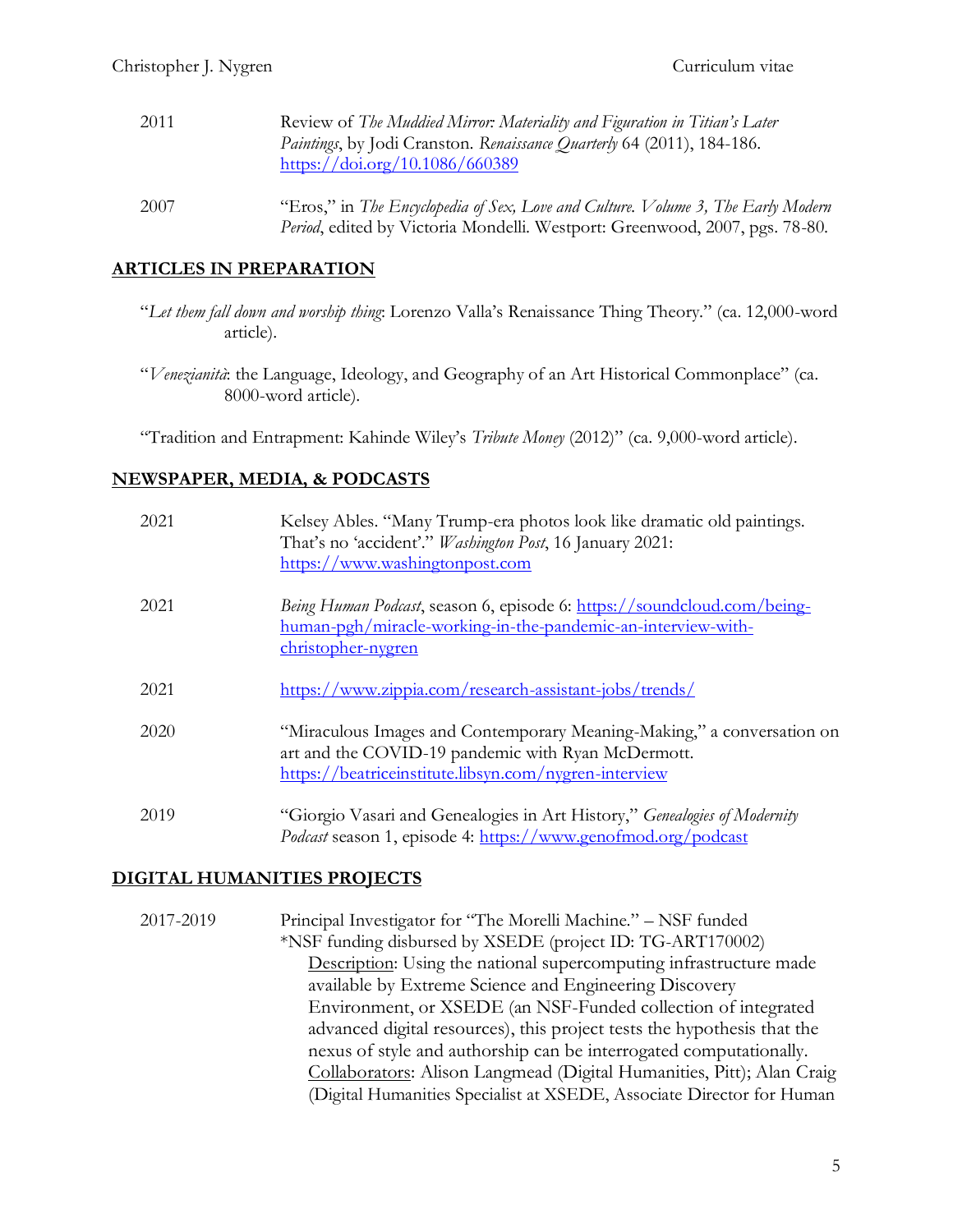2011 Review of *The Muddied Mirror: Materiality and Figuration in Titian's Later Paintings*, by Jodi Cranston. *Renaissance Quarterly* 64 (2011), 184-186. https://doi.org/10.1086/660389

2007 "Eros," in *The Encyclopedia of Sex, Love and Culture. Volume 3, The Early Modern Period*, edited by Victoria Mondelli. Westport: Greenwood, 2007, pgs. 78-80.

## ARTICLES IN PREPARATION

"*Let them fall down and worship thing*: Lorenzo Valla's Renaissance Thing Theory." (ca. 12,000-word article).

"*Venezianità*: the Language, Ideology, and Geography of an Art Historical Commonplace" (ca. 8000-word article).

"Tradition and Entrapment: Kahinde Wiley's *Tribute Money* (2012)" (ca. 9,000-word article).

## NEWSPAPER, MEDIA, & PODCASTS

2021 Kelsey Ables. "Many Trump-era photos look like dramatic old paintings. That's no 'accident'." *Washington Post*, 16 January 2021: https://www.washingtonpost.com

2021 *Being Human Podcast*, season 6, episode 6: https://soundcloud.com/being-human-pgh/miracle-working-in-the-pandemic-an-interview-with-christopher-nygren

2021 https://www.zippia.com/research-assistant-jobs/trends/

2020 "Miraculous Images and Contemporary Meaning-Making," a conversation on art and the COVID-19 pandemic with Ryan McDermott. https://beatriceinstitute.libsyn.com/nygren-interview

2019 "Giorgio Vasari and Genealogies in Art History," *Genealogies of Modernity Podcast* season 1, episode 4: https://www.genofmod.org/podcast

## DIGITAL HUMANITIES PROJECTS

2017-2019 Principal Investigator for "The Morelli Machine." – NSF funded
*NSF funding disbursed by XSEDE (project ID: TG-ART170002)
Description: Using the national supercomputing infrastructure made available by Extreme Science and Engineering Discovery Environment, or XSEDE (an NSF-Funded collection of integrated advanced digital resources), this project tests the hypothesis that the nexus of style and authorship can be interrogated computationally.
Collaborators: Alison Langmead (Digital Humanities, Pitt); Alan Craig (Digital Humanities Specialist at XSEDE, Associate Director for Human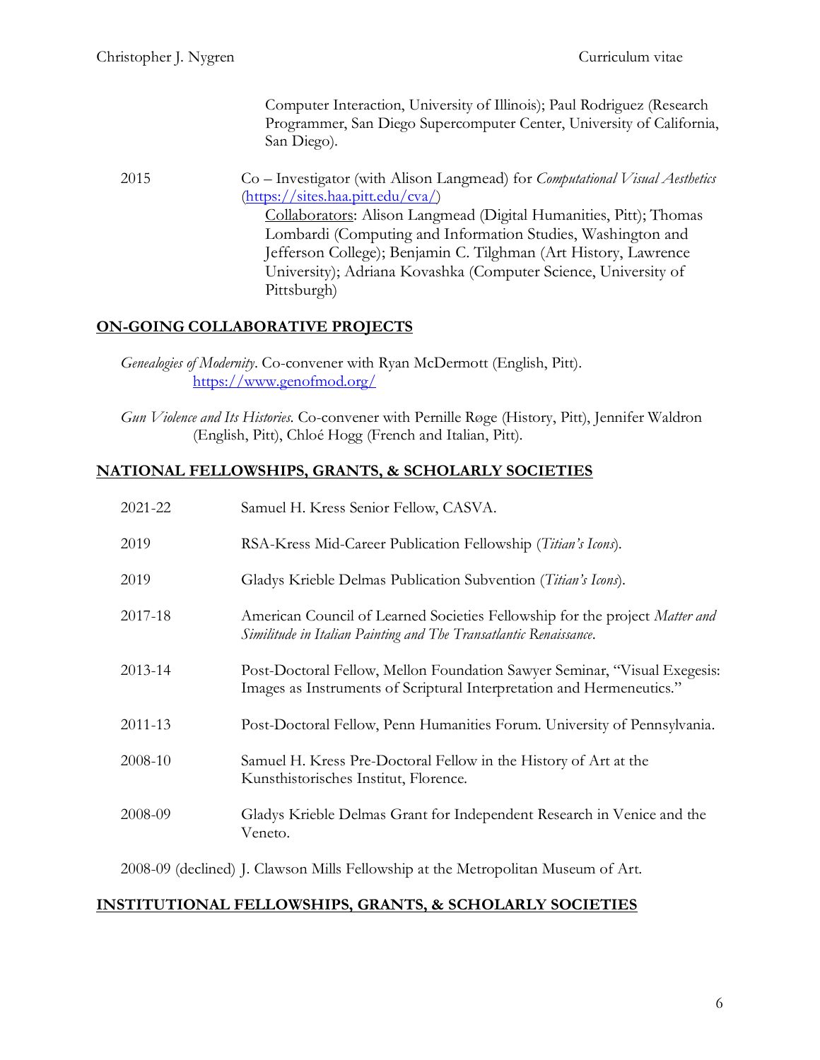Computer Interaction, University of Illinois); Paul Rodriguez (Research Programmer, San Diego Supercomputer Center, University of California, San Diego).

2015 Co – Investigator (with Alison Langmead) for *Computational Visual Aesthetics* (https://sites.haa.pitt.edu/cva/)
Collaborators: Alison Langmead (Digital Humanities, Pitt); Thomas Lombardi (Computing and Information Studies, Washington and Jefferson College); Benjamin C. Tilghman (Art History, Lawrence University); Adriana Kovashka (Computer Science, University of Pittsburgh)

## ON-GOING COLLABORATIVE PROJECTS

*Genealogies of Modernity*. Co-convener with Ryan McDermott (English, Pitt). https://www.genofmod.org/

*Gun Violence and Its Histories*. Co-convener with Pernille Røge (History, Pitt), Jennifer Waldron (English, Pitt), Chloé Hogg (French and Italian, Pitt).

## NATIONAL FELLOWSHIPS, GRANTS, & SCHOLARLY SOCIETIES

2021-22 Samuel H. Kress Senior Fellow, CASVA.

2019 RSA-Kress Mid-Career Publication Fellowship (*Titian's Icons*).

2019 Gladys Krieble Delmas Publication Subvention (*Titian's Icons*).

2017-18 American Council of Learned Societies Fellowship for the project *Matter and Similitude in Italian Painting and The Transatlantic Renaissance*.

2013-14 Post-Doctoral Fellow, Mellon Foundation Sawyer Seminar, "Visual Exegesis: Images as Instruments of Scriptural Interpretation and Hermeneutics."

2011-13 Post-Doctoral Fellow, Penn Humanities Forum. University of Pennsylvania.

2008-10 Samuel H. Kress Pre-Doctoral Fellow in the History of Art at the Kunsthistorisches Institut, Florence.

2008-09 Gladys Krieble Delmas Grant for Independent Research in Venice and the Veneto.

2008-09 (declined) J. Clawson Mills Fellowship at the Metropolitan Museum of Art.

## INSTITUTIONAL FELLOWSHIPS, GRANTS, & SCHOLARLY SOCIETIES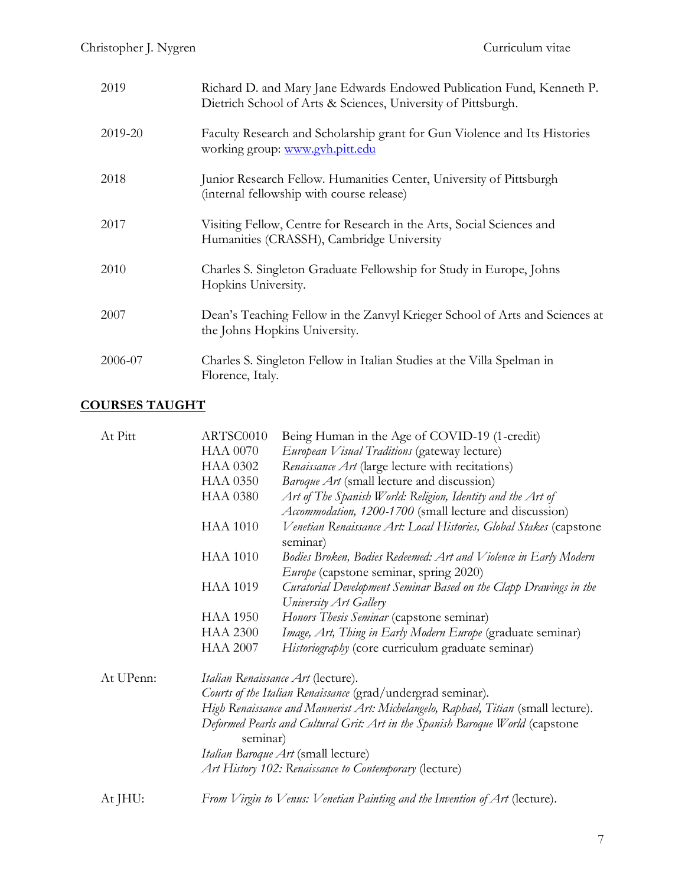| | |
|---|---|
| 2019 | Richard D. and Mary Jane Edwards Endowed Publication Fund, Kenneth P. Dietrich School of Arts & Sciences, University of Pittsburgh. |
| 2019-20 | Faculty Research and Scholarship grant for Gun Violence and Its Histories working group: [www.gvh.pitt.edu](http://www.gvh.pitt.edu) |
| 2018 | Junior Research Fellow. Humanities Center, University of Pittsburgh (internal fellowship with course release) |
| 2017 | Visiting Fellow, Centre for Research in the Arts, Social Sciences and Humanities (CRASSH), Cambridge University |
| 2010 | Charles S. Singleton Graduate Fellowship for Study in Europe, Johns Hopkins University. |
| 2007 | Dean's Teaching Fellow in the Zanvyl Krieger School of Arts and Sciences at the Johns Hopkins University. |
| 2006-07 | Charles S. Singleton Fellow in Italian Studies at the Villa Spelman in Florence, Italy. |

## COURSES TAUGHT

| | | |
|---|---|---|
| At Pitt | ARTSC0010 | Being Human in the Age of COVID-19 (1-credit) |
| | HAA 0070 | *European Visual Traditions* (gateway lecture) |
| | HAA 0302 | *Renaissance Art* (large lecture with recitations) |
| | HAA 0350 | *Baroque Art* (small lecture and discussion) |
| | HAA 0380 | *Art of The Spanish World: Religion, Identity and the Art of Accommodation, 1200-1700* (small lecture and discussion) |
| | HAA 1010 | *Venetian Renaissance Art: Local Histories, Global Stakes* (capstone seminar) |
| | HAA 1010 | *Bodies Broken, Bodies Redeemed: Art and Violence in Early Modern Europe* (capstone seminar, spring 2020) |
| | HAA 1019 | *Curatorial Development Seminar Based on the Clapp Drawings in the University Art Gallery* |
| | HAA 1950 | *Honors Thesis Seminar* (capstone seminar) |
| | HAA 2300 | *Image, Art, Thing in Early Modern Europe* (graduate seminar) |
| | HAA 2007 | *Historiography* (core curriculum graduate seminar) |

At UPenn:

*Italian Renaissance Art* (lecture).
*Courts of the Italian Renaissance* (grad/undergrad seminar).
*High Renaissance and Mannerist Art: Michelangelo, Raphael, Titian* (small lecture).
*Deformed Pearls and Cultural Grit: Art in the Spanish Baroque World* (capstone seminar)
*Italian Baroque Art* (small lecture)
*Art History 102: Renaissance to Contemporary* (lecture)

At JHU:

*From Virgin to Venus: Venetian Painting and the Invention of Art* (lecture).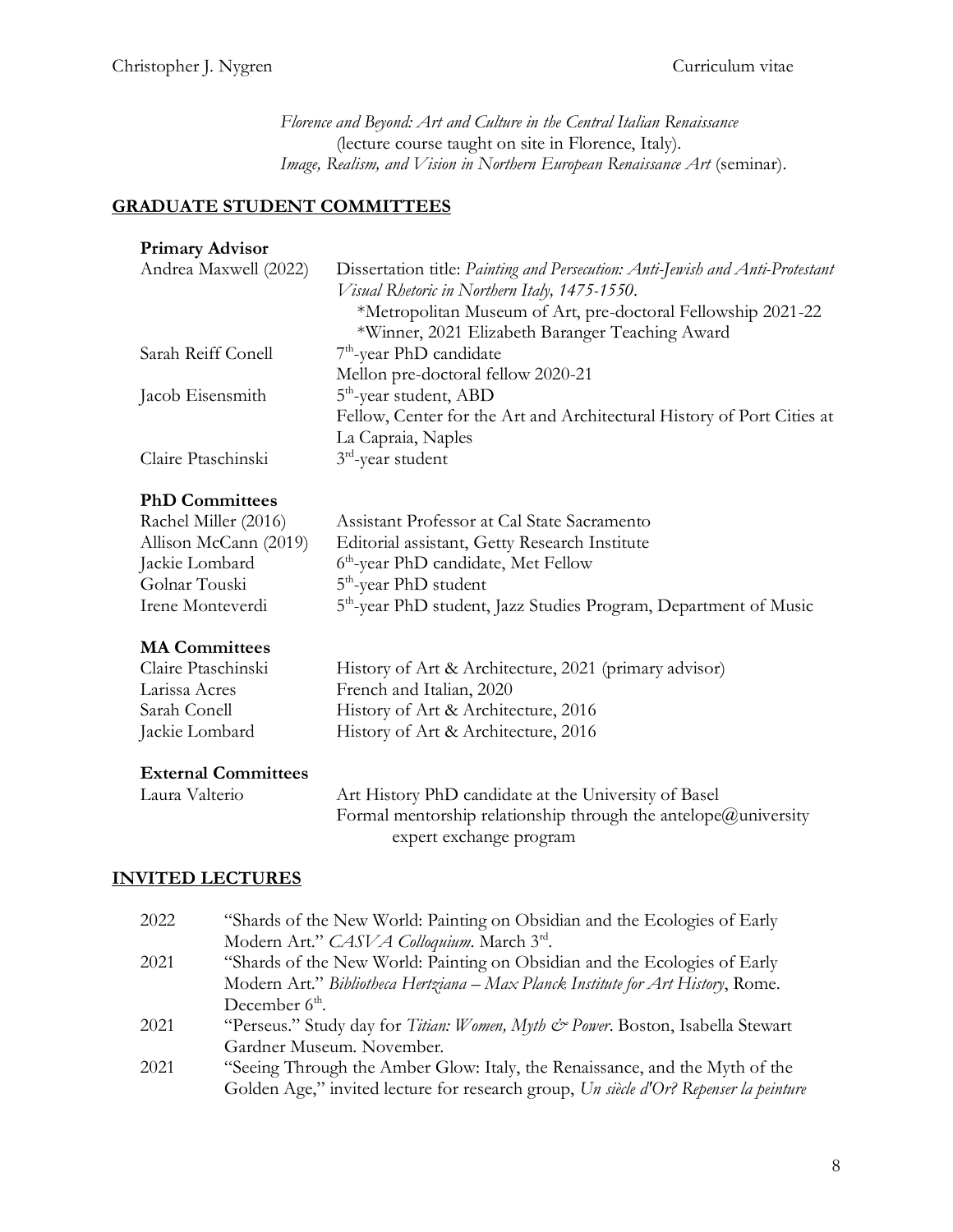*Florence and Beyond: Art and Culture in the Central Italian Renaissance* (lecture course taught on site in Florence, Italy).
*Image, Realism, and Vision in Northern European Renaissance Art* (seminar).

## GRADUATE STUDENT COMMITTEES

### Primary Advisor

Andrea Maxwell (2022) — Dissertation title: *Painting and Persecution: Anti-Jewish and Anti-Protestant Visual Rhetoric in Northern Italy, 1475-1550*.
*Metropolitan Museum of Art, pre-doctoral Fellowship 2021-22
*Winner, 2021 Elizabeth Baranger Teaching Award

Sarah Reiff Conell — 7th-year PhD candidate
Mellon pre-doctoral fellow 2020-21

Jacob Eisensmith — 5th-year student, ABD
Fellow, Center for the Art and Architectural History of Port Cities at La Capraia, Naples

Claire Ptaschinski — 3rd-year student

### PhD Committees

Rachel Miller (2016) — Assistant Professor at Cal State Sacramento
Allison McCann (2019) — Editorial assistant, Getty Research Institute
Jackie Lombard — 6th-year PhD candidate, Met Fellow
Golnar Touski — 5th-year PhD student
Irene Monteverdi — 5th-year PhD student, Jazz Studies Program, Department of Music

### MA Committees

Claire Ptaschinski — History of Art & Architecture, 2021 (primary advisor)
Larissa Acres — French and Italian, 2020
Sarah Conell — History of Art & Architecture, 2016
Jackie Lombard — History of Art & Architecture, 2016

### External Committees

Laura Valterio — Art History PhD candidate at the University of Basel
Formal mentorship relationship through the antelope@university expert exchange program

## INVITED LECTURES

2022 — "Shards of the New World: Painting on Obsidian and the Ecologies of Early Modern Art." *CASVA Colloquium*. March 3rd.

2021 — "Shards of the New World: Painting on Obsidian and the Ecologies of Early Modern Art." *Bibliotheca Hertziana – Max Planck Institute for Art History*, Rome. December 6th.

2021 — "Perseus." Study day for *Titian: Women, Myth & Power*. Boston, Isabella Stewart Gardner Museum. November.

2021 — "Seeing Through the Amber Glow: Italy, the Renaissance, and the Myth of the Golden Age," invited lecture for research group, *Un siècle d'Or? Repenser la peinture*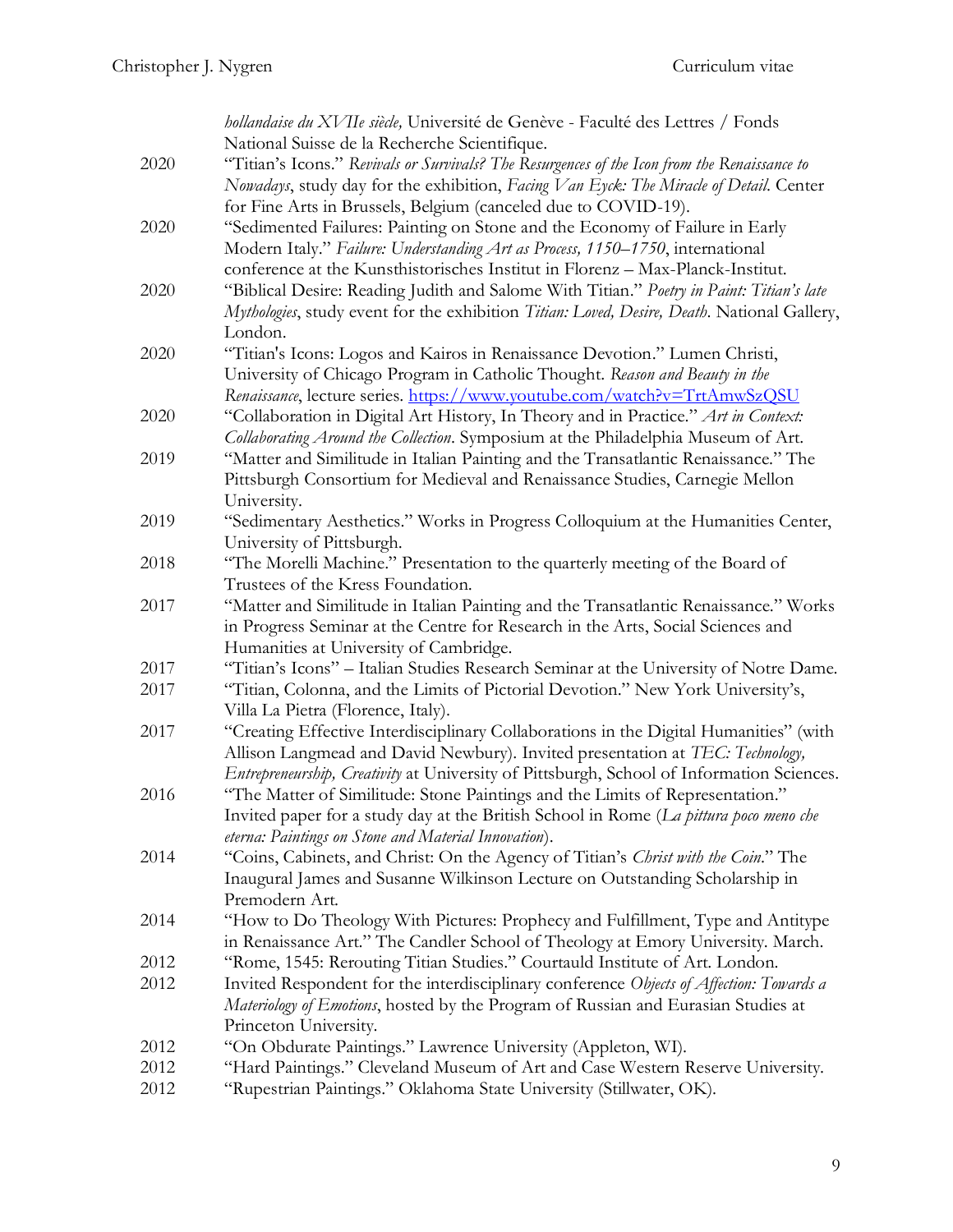*hollandaise du XVIIe siècle,* Université de Genève - Faculté des Lettres / Fonds National Suisse de la Recherche Scientifique.

2020 "Titian's Icons." *Revivals or Survivals? The Resurgences of the Icon from the Renaissance to Nowadays*, study day for the exhibition, *Facing Van Eyck: The Miracle of Detail*. Center for Fine Arts in Brussels, Belgium (canceled due to COVID-19).

2020 "Sedimented Failures: Painting on Stone and the Economy of Failure in Early Modern Italy." *Failure: Understanding Art as Process, 1150–1750*, international conference at the Kunsthistorisches Institut in Florenz – Max-Planck-Institut.

2020 "Biblical Desire: Reading Judith and Salome With Titian." *Poetry in Paint: Titian's late Mythologies*, study event for the exhibition *Titian: Loved, Desire, Death*. National Gallery, London.

2020 "Titian's Icons: Logos and Kairos in Renaissance Devotion." Lumen Christi, University of Chicago Program in Catholic Thought. *Reason and Beauty in the Renaissance*, lecture series. https://www.youtube.com/watch?v=TrtAmwSzQSU

2020 "Collaboration in Digital Art History, In Theory and in Practice." *Art in Context: Collaborating Around the Collection*. Symposium at the Philadelphia Museum of Art.

2019 "Matter and Similitude in Italian Painting and the Transatlantic Renaissance." The Pittsburgh Consortium for Medieval and Renaissance Studies, Carnegie Mellon University.

2019 "Sedimentary Aesthetics." Works in Progress Colloquium at the Humanities Center, University of Pittsburgh.

2018 "The Morelli Machine." Presentation to the quarterly meeting of the Board of Trustees of the Kress Foundation.

2017 "Matter and Similitude in Italian Painting and the Transatlantic Renaissance." Works in Progress Seminar at the Centre for Research in the Arts, Social Sciences and Humanities at University of Cambridge.

2017 "Titian's Icons" – Italian Studies Research Seminar at the University of Notre Dame.

2017 "Titian, Colonna, and the Limits of Pictorial Devotion." New York University's, Villa La Pietra (Florence, Italy).

2017 "Creating Effective Interdisciplinary Collaborations in the Digital Humanities" (with Allison Langmead and David Newbury). Invited presentation at *TEC: Technology, Entrepreneurship, Creativity* at University of Pittsburgh, School of Information Sciences.

2016 "The Matter of Similitude: Stone Paintings and the Limits of Representation." Invited paper for a study day at the British School in Rome (*La pittura poco meno che eterna: Paintings on Stone and Material Innovation*).

2014 "Coins, Cabinets, and Christ: On the Agency of Titian's *Christ with the Coin*." The Inaugural James and Susanne Wilkinson Lecture on Outstanding Scholarship in Premodern Art.

2014 "How to Do Theology With Pictures: Prophecy and Fulfillment, Type and Antitype in Renaissance Art." The Candler School of Theology at Emory University. March.

2012 "Rome, 1545: Rerouting Titian Studies." Courtauld Institute of Art. London.

2012 Invited Respondent for the interdisciplinary conference *Objects of Affection: Towards a Materiology of Emotions*, hosted by the Program of Russian and Eurasian Studies at Princeton University.

2012 "On Obdurate Paintings." Lawrence University (Appleton, WI).

2012 "Hard Paintings." Cleveland Museum of Art and Case Western Reserve University.

2012 "Rupestrian Paintings." Oklahoma State University (Stillwater, OK).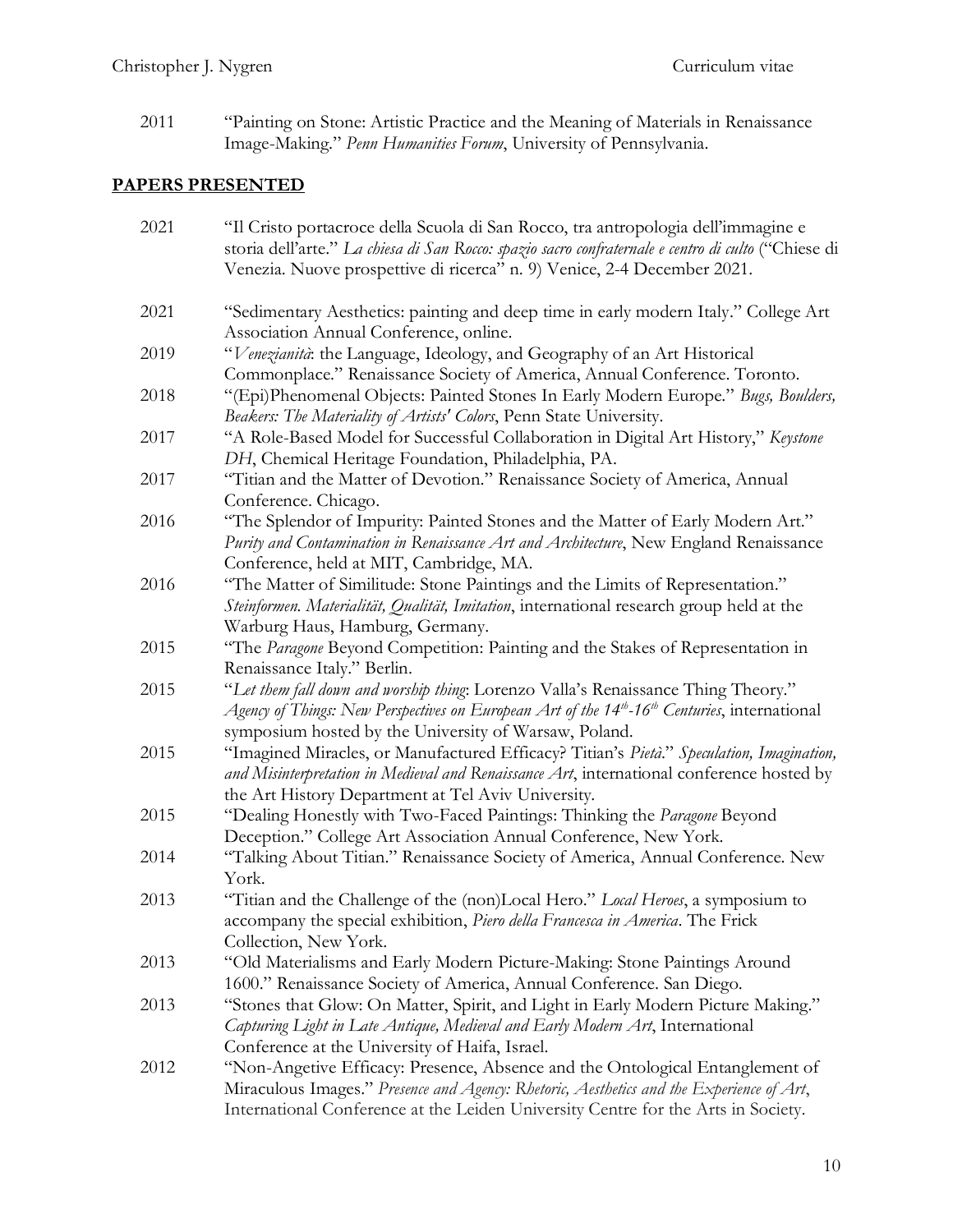2011 "Painting on Stone: Artistic Practice and the Meaning of Materials in Renaissance Image-Making." *Penn Humanities Forum*, University of Pennsylvania.

## PAPERS PRESENTED

2021 "Il Cristo portacroce della Scuola di San Rocco, tra antropologia dell'immagine e storia dell'arte." *La chiesa di San Rocco: spazio sacro confraternale e centro di culto* ("Chiese di Venezia. Nuove prospettive di ricerca" n. 9) Venice, 2-4 December 2021.

2021 "Sedimentary Aesthetics: painting and deep time in early modern Italy." College Art Association Annual Conference, online.

2019 "*Venezianità*: the Language, Ideology, and Geography of an Art Historical Commonplace." Renaissance Society of America, Annual Conference. Toronto.

2018 "(Epi)Phenomenal Objects: Painted Stones In Early Modern Europe." *Bugs, Boulders, Beakers: The Materiality of Artists' Colors*, Penn State University.

2017 "A Role-Based Model for Successful Collaboration in Digital Art History," *Keystone DH*, Chemical Heritage Foundation, Philadelphia, PA.

2017 "Titian and the Matter of Devotion." Renaissance Society of America, Annual Conference. Chicago.

2016 "The Splendor of Impurity: Painted Stones and the Matter of Early Modern Art." *Purity and Contamination in Renaissance Art and Architecture*, New England Renaissance Conference, held at MIT, Cambridge, MA.

2016 "The Matter of Similitude: Stone Paintings and the Limits of Representation." *Steinformen. Materialität, Qualität, Imitation*, international research group held at the Warburg Haus, Hamburg, Germany.

2015 "The *Paragone* Beyond Competition: Painting and the Stakes of Representation in Renaissance Italy." Berlin.

2015 "*Let them fall down and worship thing*: Lorenzo Valla's Renaissance Thing Theory." *Agency of Things: New Perspectives on European Art of the 14th-16th Centuries*, international symposium hosted by the University of Warsaw, Poland.

2015 "Imagined Miracles, or Manufactured Efficacy? Titian's *Pietà*." *Speculation, Imagination, and Misinterpretation in Medieval and Renaissance Art*, international conference hosted by the Art History Department at Tel Aviv University.

2015 "Dealing Honestly with Two-Faced Paintings: Thinking the *Paragone* Beyond Deception." College Art Association Annual Conference, New York.

2014 "Talking About Titian." Renaissance Society of America, Annual Conference. New York.

2013 "Titian and the Challenge of the (non)Local Hero." *Local Heroes*, a symposium to accompany the special exhibition, *Piero della Francesca in America*. The Frick Collection, New York.

2013 "Old Materialisms and Early Modern Picture-Making: Stone Paintings Around 1600." Renaissance Society of America, Annual Conference. San Diego.

2013 "Stones that Glow: On Matter, Spirit, and Light in Early Modern Picture Making." *Capturing Light in Late Antique, Medieval and Early Modern Art*, International Conference at the University of Haifa, Israel.

2012 "Non-Angetive Efficacy: Presence, Absence and the Ontological Entanglement of Miraculous Images." *Presence and Agency: Rhetoric, Aesthetics and the Experience of Art*, International Conference at the Leiden University Centre for the Arts in Society.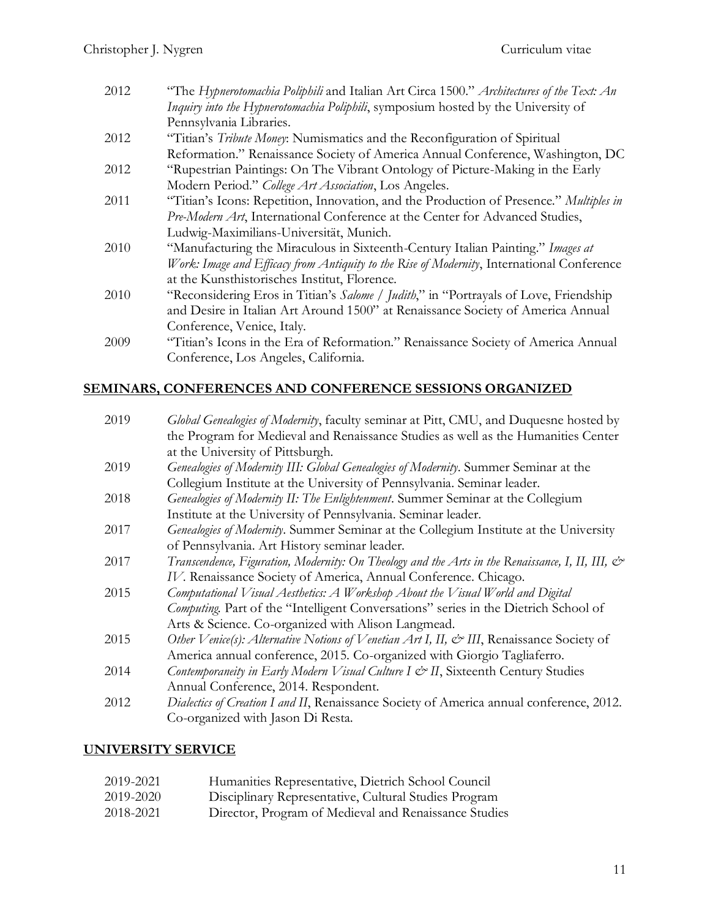2012 "The *Hypnerotomachia Poliphili* and Italian Art Circa 1500." *Architectures of the Text: An Inquiry into the Hypnerotomachia Poliphili*, symposium hosted by the University of Pennsylvania Libraries.

2012 "Titian's *Tribute Money*: Numismatics and the Reconfiguration of Spiritual Reformation." Renaissance Society of America Annual Conference, Washington, DC

2012 "Rupestrian Paintings: On The Vibrant Ontology of Picture-Making in the Early Modern Period." *College Art Association*, Los Angeles.

2011 "Titian's Icons: Repetition, Innovation, and the Production of Presence." *Multiples in Pre-Modern Art*, International Conference at the Center for Advanced Studies, Ludwig-Maximilians-Universität, Munich.

2010 "Manufacturing the Miraculous in Sixteenth-Century Italian Painting." *Images at Work: Image and Efficacy from Antiquity to the Rise of Modernity*, International Conference at the Kunsthistorisches Institut, Florence.

2010 "Reconsidering Eros in Titian's *Salome / Judith*," in "Portrayals of Love, Friendship and Desire in Italian Art Around 1500" at Renaissance Society of America Annual Conference, Venice, Italy.

2009 "Titian's Icons in the Era of Reformation." Renaissance Society of America Annual Conference, Los Angeles, California.

## SEMINARS, CONFERENCES AND CONFERENCE SESSIONS ORGANIZED

2019 *Global Genealogies of Modernity*, faculty seminar at Pitt, CMU, and Duquesne hosted by the Program for Medieval and Renaissance Studies as well as the Humanities Center at the University of Pittsburgh.

2019 *Genealogies of Modernity III: Global Genealogies of Modernity*. Summer Seminar at the Collegium Institute at the University of Pennsylvania. Seminar leader.

2018 *Genealogies of Modernity II: The Enlightenment*. Summer Seminar at the Collegium Institute at the University of Pennsylvania. Seminar leader.

2017 *Genealogies of Modernity*. Summer Seminar at the Collegium Institute at the University of Pennsylvania. Art History seminar leader.

2017 *Transcendence, Figuration, Modernity: On Theology and the Arts in the Renaissance, I, II, III, & IV*. Renaissance Society of America, Annual Conference. Chicago.

2015 *Computational Visual Aesthetics: A Workshop About the Visual World and Digital Computing.* Part of the "Intelligent Conversations" series in the Dietrich School of Arts & Science. Co-organized with Alison Langmead.

2015 *Other Venice(s): Alternative Notions of Venetian Art I, II, & III*, Renaissance Society of America annual conference, 2015. Co-organized with Giorgio Tagliaferro.

2014 *Contemporaneity in Early Modern Visual Culture I & II*, Sixteenth Century Studies Annual Conference, 2014. Respondent.

2012 *Dialectics of Creation I and II*, Renaissance Society of America annual conference, 2012. Co-organized with Jason Di Resta.

## UNIVERSITY SERVICE

2019-2021 Humanities Representative, Dietrich School Council

2019-2020 Disciplinary Representative, Cultural Studies Program

2018-2021 Director, Program of Medieval and Renaissance Studies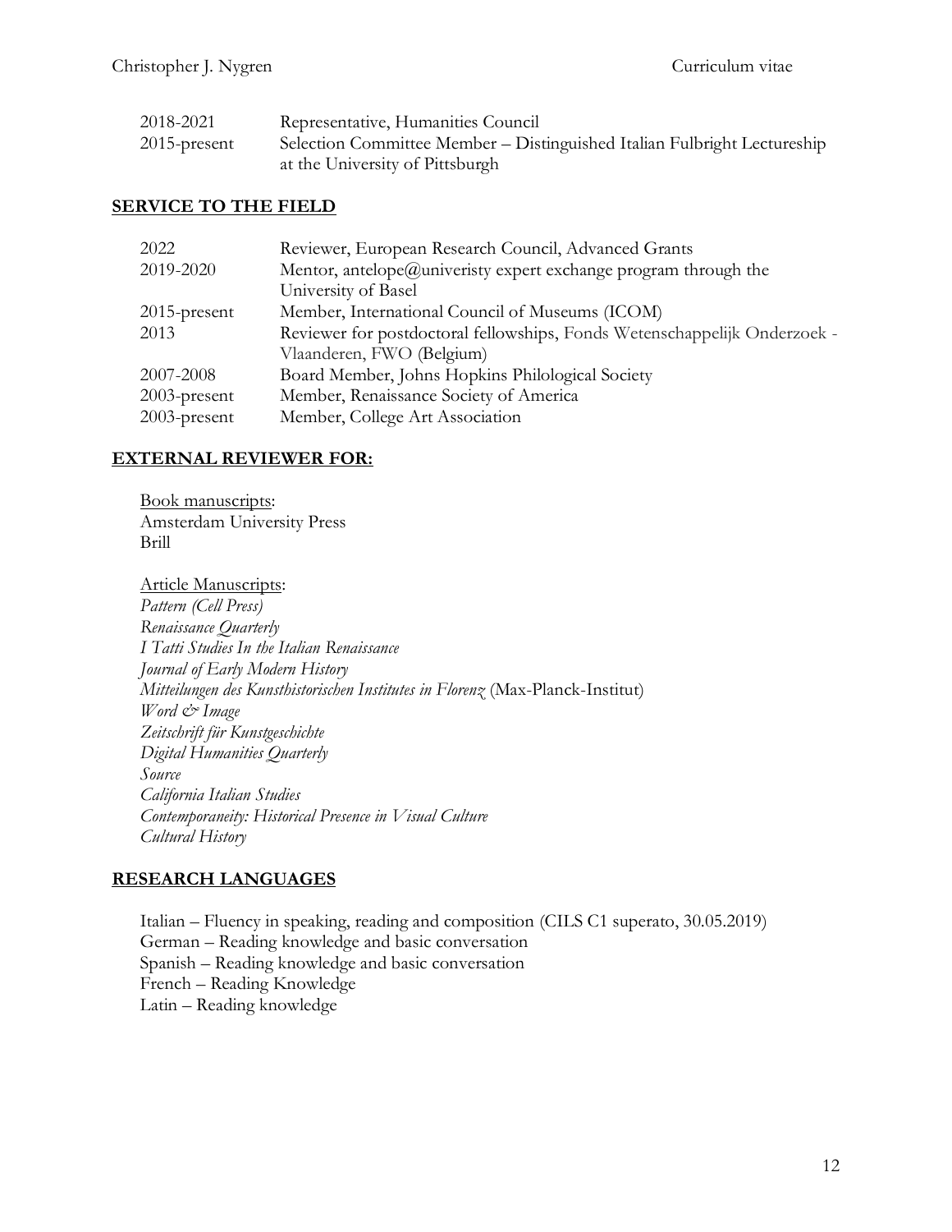| | |
|---|---|
| 2018-2021 | Representative, Humanities Council |
| 2015-present | Selection Committee Member – Distinguished Italian Fulbright Lectureship at the University of Pittsburgh |

## SERVICE TO THE FIELD

| | |
|---|---|
| 2022 | Reviewer, European Research Council, Advanced Grants |
| 2019-2020 | Mentor, antelope@univeristy expert exchange program through the University of Basel |
| 2015-present | Member, International Council of Museums (ICOM) |
| 2013 | Reviewer for postdoctoral fellowships, Fonds Wetenschappelijk Onderzoek - Vlaanderen, FWO (Belgium) |
| 2007-2008 | Board Member, Johns Hopkins Philological Society |
| 2003-present | Member, Renaissance Society of America |
| 2003-present | Member, College Art Association |

## EXTERNAL REVIEWER FOR:

Book manuscripts:
Amsterdam University Press
Brill

Article Manuscripts:
*Pattern (Cell Press)*
*Renaissance Quarterly*
*I Tatti Studies In the Italian Renaissance*
*Journal of Early Modern History*
*Mitteilungen des Kunsthistorischen Institutes in Florenz* (Max-Planck-Institut)
*Word & Image*
*Zeitschrift für Kunstgeschichte*
*Digital Humanities Quarterly*
*Source*
*California Italian Studies*
*Contemporaneity: Historical Presence in Visual Culture*
*Cultural History*

## RESEARCH LANGUAGES

Italian – Fluency in speaking, reading and composition (CILS C1 superato, 30.05.2019)
German – Reading knowledge and basic conversation
Spanish – Reading knowledge and basic conversation
French – Reading Knowledge
Latin – Reading knowledge